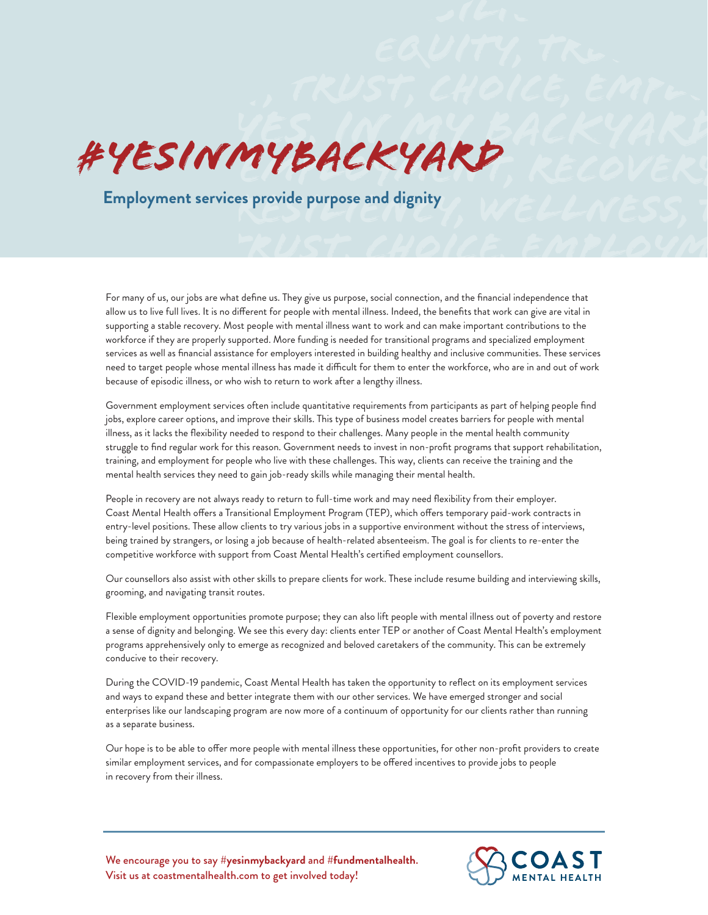# #YESINMYBACKYARD

## Employment services provide purpose and dignity

For many of us, our jobs are what define us. They give us purpose, social connection, and the financial independence that allow us to live full lives. It is no different for people with mental illness. Indeed, the benefits that work can give are vital in supporting a stable recovery. Most people with mental illness want to work and can make important contributions to the workforce if they are properly supported. More funding is needed for transitional programs and specialized employment services as well as financial assistance for employers interested in building healthy and inclusive communities. These services need to target people whose mental illness has made it difficult for them to enter the workforce, who are in and out of work because of episodic illness, or who wish to return to work after a lengthy illness.

Government employment services often include quantitative requirements from participants as part of helping people find jobs, explore career options, and improve their skills. This type of business model creates barriers for people with mental illness, as it lacks the flexibility needed to respond to their challenges. Many people in the mental health community struggle to find regular work for this reason. Government needs to invest in non-profit programs that support rehabilitation, training, and employment for people who live with these challenges. This way, clients can receive the training and the mental health services they need to gain job-ready skills while managing their mental health.

People in recovery are not always ready to return to full-time work and may need flexibility from their employer. Coast Mental Health offers a Transitional Employment Program (TEP), which offers temporary paid-work contracts in entry-level positions. These allow clients to try various jobs in a supportive environment without the stress of interviews, being trained by strangers, or losing a job because of health-related absenteeism. The goal is for clients to re-enter the competitive workforce with support from Coast Mental Health's certified employment counsellors.

Our counsellors also assist with other skills to prepare clients for work. These include resume building and interviewing skills, grooming, and navigating transit routes.

Flexible employment opportunities promote purpose; they can also lift people with mental illness out of poverty and restore a sense of dignity and belonging. We see this every day: clients enter TEP or another of Coast Mental Health's employment programs apprehensively only to emerge as recognized and beloved caretakers of the community. This can be extremely conducive to their recovery.

During the COVID-19 pandemic, Coast Mental Health has taken the opportunity to reflect on its employment services and ways to expand these and better integrate them with our other services. We have emerged stronger and social enterprises like our landscaping program are now more of a continuum of opportunity for our clients rather than running as a separate business.

Our hope is to be able to offer more people with mental illness these opportunities, for other non-profit providers to create similar employment services, and for compassionate employers to be offered incentives to provide jobs to people in recovery from their illness.

---

We encourage you to say #**yesinmybackyard** and #**fundmentalhealth**.
Visit us at coastmentalhealth.com to get involved today!

COAST MENTAL HEALTH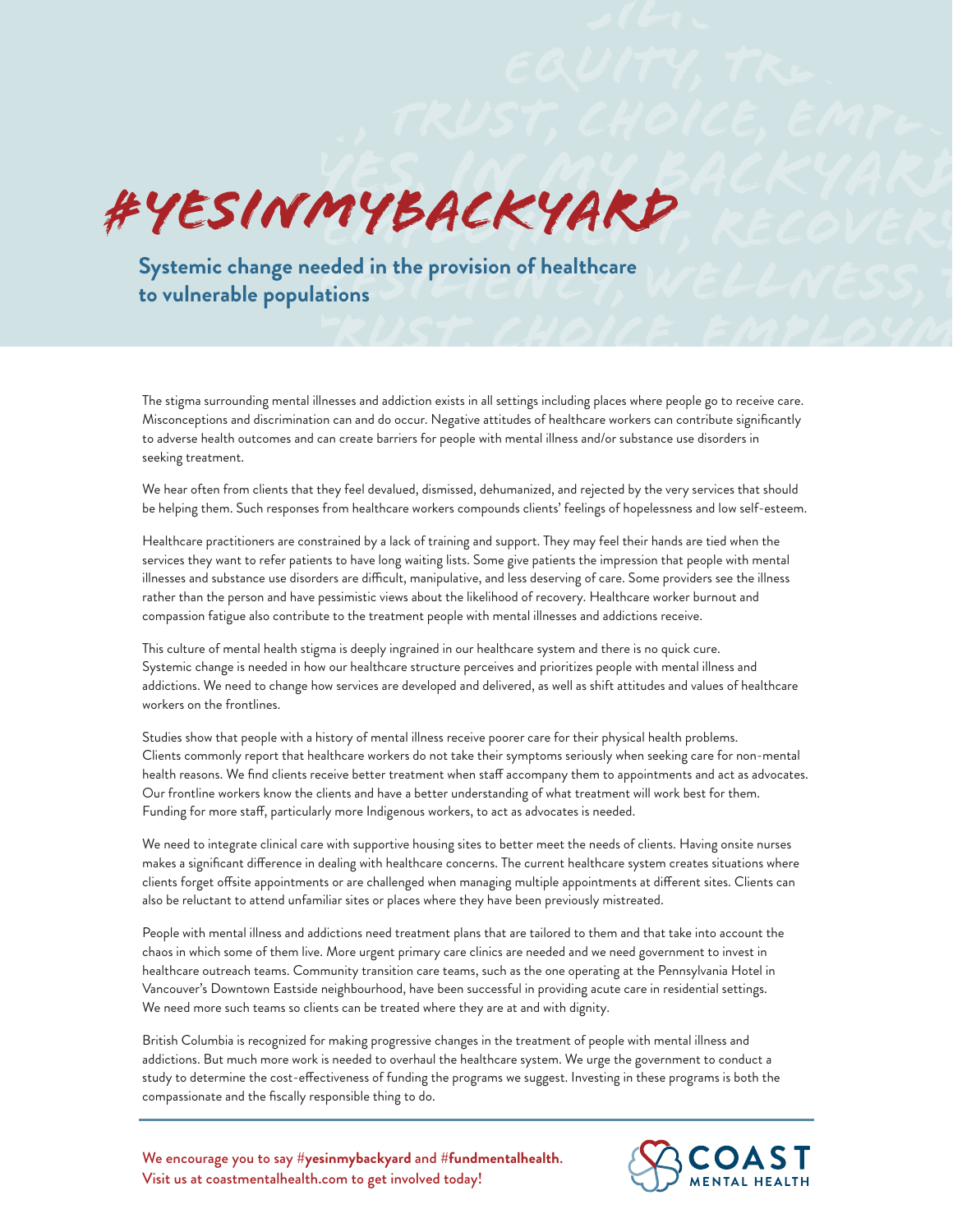# #YESINMYBACKYARD

## Systemic change needed in the provision of healthcare to vulnerable populations

The stigma surrounding mental illnesses and addiction exists in all settings including places where people go to receive care. Misconceptions and discrimination can and do occur. Negative attitudes of healthcare workers can contribute significantly to adverse health outcomes and can create barriers for people with mental illness and/or substance use disorders in seeking treatment.

We hear often from clients that they feel devalued, dismissed, dehumanized, and rejected by the very services that should be helping them. Such responses from healthcare workers compounds clients' feelings of hopelessness and low self-esteem.

Healthcare practitioners are constrained by a lack of training and support. They may feel their hands are tied when the services they want to refer patients to have long waiting lists. Some give patients the impression that people with mental illnesses and substance use disorders are difficult, manipulative, and less deserving of care. Some providers see the illness rather than the person and have pessimistic views about the likelihood of recovery. Healthcare worker burnout and compassion fatigue also contribute to the treatment people with mental illnesses and addictions receive.

This culture of mental health stigma is deeply ingrained in our healthcare system and there is no quick cure. Systemic change is needed in how our healthcare structure perceives and prioritizes people with mental illness and addictions. We need to change how services are developed and delivered, as well as shift attitudes and values of healthcare workers on the frontlines.

Studies show that people with a history of mental illness receive poorer care for their physical health problems. Clients commonly report that healthcare workers do not take their symptoms seriously when seeking care for non-mental health reasons. We find clients receive better treatment when staff accompany them to appointments and act as advocates. Our frontline workers know the clients and have a better understanding of what treatment will work best for them. Funding for more staff, particularly more Indigenous workers, to act as advocates is needed.

We need to integrate clinical care with supportive housing sites to better meet the needs of clients. Having onsite nurses makes a significant difference in dealing with healthcare concerns. The current healthcare system creates situations where clients forget offsite appointments or are challenged when managing multiple appointments at different sites. Clients can also be reluctant to attend unfamiliar sites or places where they have been previously mistreated.

People with mental illness and addictions need treatment plans that are tailored to them and that take into account the chaos in which some of them live. More urgent primary care clinics are needed and we need government to invest in healthcare outreach teams. Community transition care teams, such as the one operating at the Pennsylvania Hotel in Vancouver's Downtown Eastside neighbourhood, have been successful in providing acute care in residential settings. We need more such teams so clients can be treated where they are at and with dignity.

British Columbia is recognized for making progressive changes in the treatment of people with mental illness and addictions. But much more work is needed to overhaul the healthcare system. We urge the government to conduct a study to determine the cost-effectiveness of funding the programs we suggest. Investing in these programs is both the compassionate and the fiscally responsible thing to do.

---

We encourage you to say #**yesinmybackyard** and #**fundmentalhealth**.
Visit us at coastmentalhealth.com to get involved today!

COAST MENTAL HEALTH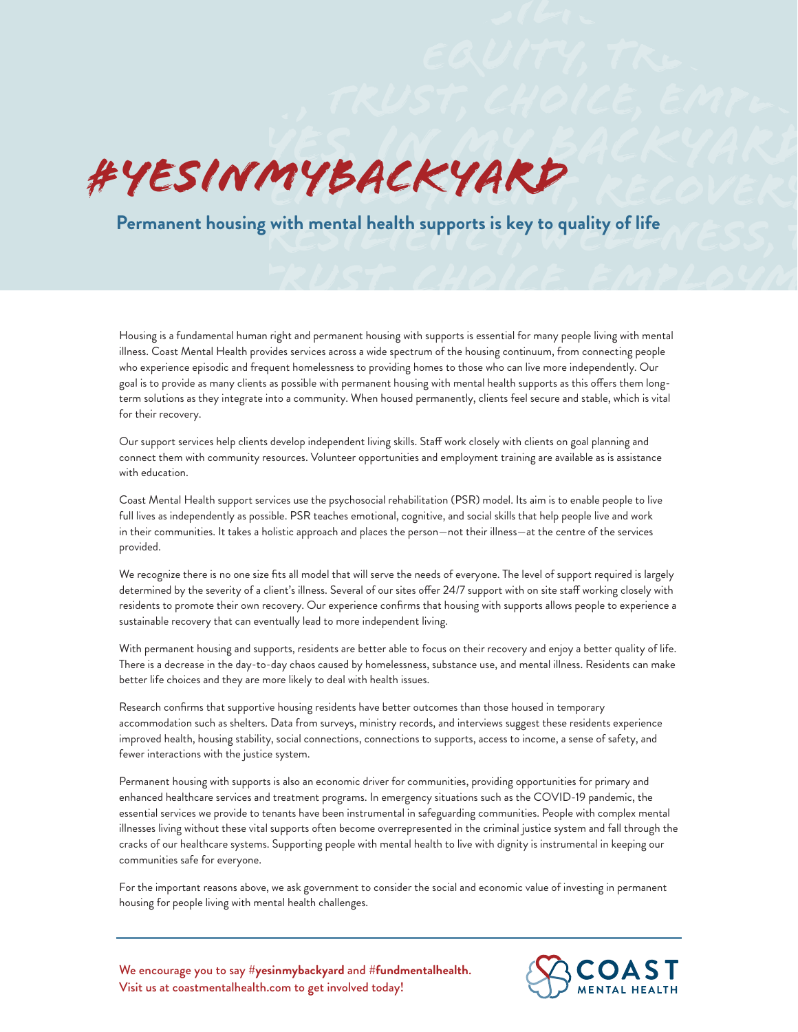# #YESINMYBACKYARD

## Permanent housing with mental health supports is key to quality of life

Housing is a fundamental human right and permanent housing with supports is essential for many people living with mental illness. Coast Mental Health provides services across a wide spectrum of the housing continuum, from connecting people who experience episodic and frequent homelessness to providing homes to those who can live more independently. Our goal is to provide as many clients as possible with permanent housing with mental health supports as this offers them long-term solutions as they integrate into a community. When housed permanently, clients feel secure and stable, which is vital for their recovery.

Our support services help clients develop independent living skills. Staff work closely with clients on goal planning and connect them with community resources. Volunteer opportunities and employment training are available as is assistance with education.

Coast Mental Health support services use the psychosocial rehabilitation (PSR) model. Its aim is to enable people to live full lives as independently as possible. PSR teaches emotional, cognitive, and social skills that help people live and work in their communities. It takes a holistic approach and places the person—not their illness—at the centre of the services provided.

We recognize there is no one size fits all model that will serve the needs of everyone. The level of support required is largely determined by the severity of a client's illness. Several of our sites offer 24/7 support with on site staff working closely with residents to promote their own recovery. Our experience confirms that housing with supports allows people to experience a sustainable recovery that can eventually lead to more independent living.

With permanent housing and supports, residents are better able to focus on their recovery and enjoy a better quality of life. There is a decrease in the day-to-day chaos caused by homelessness, substance use, and mental illness. Residents can make better life choices and they are more likely to deal with health issues.

Research confirms that supportive housing residents have better outcomes than those housed in temporary accommodation such as shelters. Data from surveys, ministry records, and interviews suggest these residents experience improved health, housing stability, social connections, connections to supports, access to income, a sense of safety, and fewer interactions with the justice system.

Permanent housing with supports is also an economic driver for communities, providing opportunities for primary and enhanced healthcare services and treatment programs. In emergency situations such as the COVID-19 pandemic, the essential services we provide to tenants have been instrumental in safeguarding communities. People with complex mental illnesses living without these vital supports often become overrepresented in the criminal justice system and fall through the cracks of our healthcare systems. Supporting people with mental health to live with dignity is instrumental in keeping our communities safe for everyone.

For the important reasons above, we ask government to consider the social and economic value of investing in permanent housing for people living with mental health challenges.

---

We encourage you to say #**yesinmybackyard** and #**fundmentalhealth**.
Visit us at coastmentalhealth.com to get involved today!

COAST MENTAL HEALTH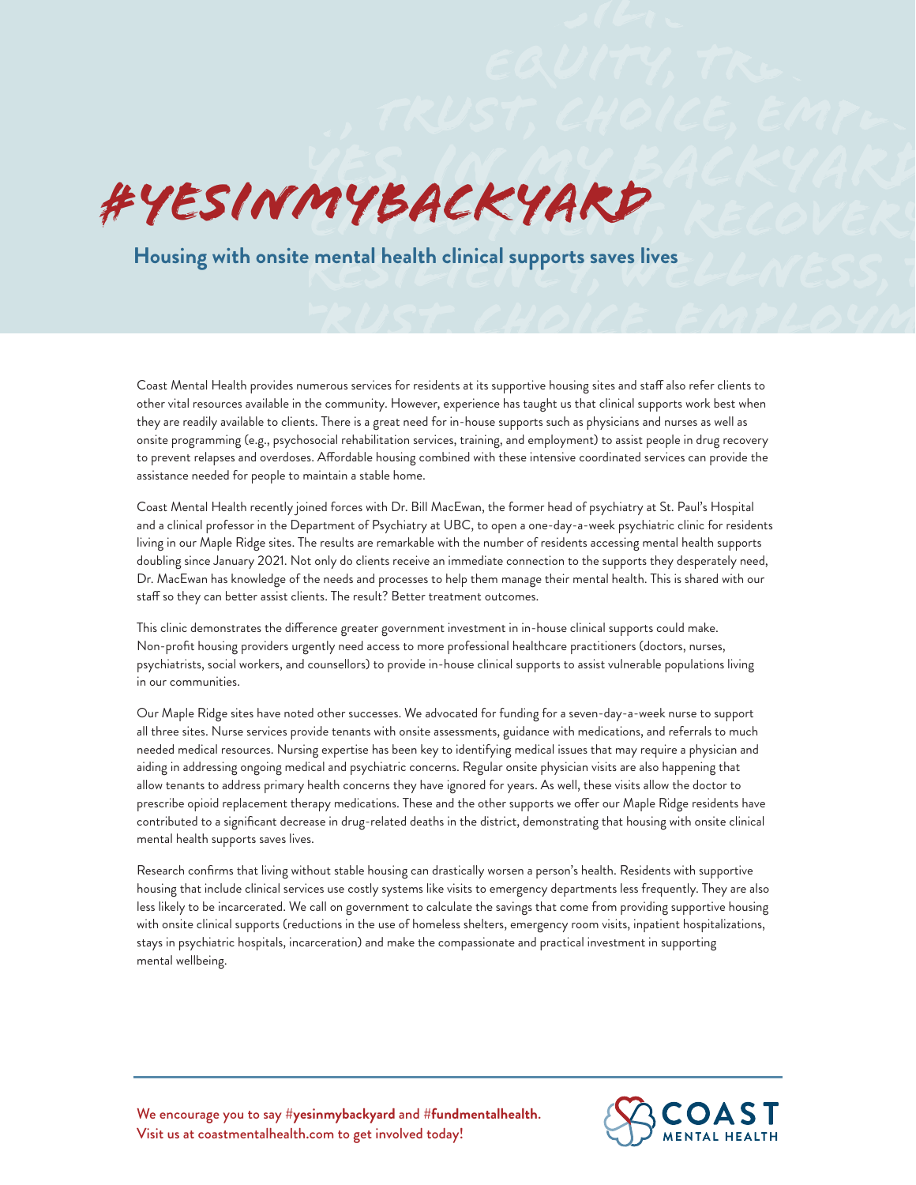# #YESINMYBACKYARD

## Housing with onsite mental health clinical supports saves lives

Coast Mental Health provides numerous services for residents at its supportive housing sites and staff also refer clients to other vital resources available in the community. However, experience has taught us that clinical supports work best when they are readily available to clients. There is a great need for in-house supports such as physicians and nurses as well as onsite programming (e.g., psychosocial rehabilitation services, training, and employment) to assist people in drug recovery to prevent relapses and overdoses. Affordable housing combined with these intensive coordinated services can provide the assistance needed for people to maintain a stable home.

Coast Mental Health recently joined forces with Dr. Bill MacEwan, the former head of psychiatry at St. Paul's Hospital and a clinical professor in the Department of Psychiatry at UBC, to open a one-day-a-week psychiatric clinic for residents living in our Maple Ridge sites. The results are remarkable with the number of residents accessing mental health supports doubling since January 2021. Not only do clients receive an immediate connection to the supports they desperately need, Dr. MacEwan has knowledge of the needs and processes to help them manage their mental health. This is shared with our staff so they can better assist clients. The result? Better treatment outcomes.

This clinic demonstrates the difference greater government investment in in-house clinical supports could make. Non-profit housing providers urgently need access to more professional healthcare practitioners (doctors, nurses, psychiatrists, social workers, and counsellors) to provide in-house clinical supports to assist vulnerable populations living in our communities.

Our Maple Ridge sites have noted other successes. We advocated for funding for a seven-day-a-week nurse to support all three sites. Nurse services provide tenants with onsite assessments, guidance with medications, and referrals to much needed medical resources. Nursing expertise has been key to identifying medical issues that may require a physician and aiding in addressing ongoing medical and psychiatric concerns. Regular onsite physician visits are also happening that allow tenants to address primary health concerns they have ignored for years. As well, these visits allow the doctor to prescribe opioid replacement therapy medications. These and the other supports we offer our Maple Ridge residents have contributed to a significant decrease in drug-related deaths in the district, demonstrating that housing with onsite clinical mental health supports saves lives.

Research confirms that living without stable housing can drastically worsen a person's health. Residents with supportive housing that include clinical services use costly systems like visits to emergency departments less frequently. They are also less likely to be incarcerated. We call on government to calculate the savings that come from providing supportive housing with onsite clinical supports (reductions in the use of homeless shelters, emergency room visits, inpatient hospitalizations, stays in psychiatric hospitals, incarceration) and make the compassionate and practical investment in supporting mental wellbeing.

We encourage you to say #**yesinmybackyard** and #**fundmentalhealth**.
Visit us at coastmentalhealth.com to get involved today!

COAST MENTAL HEALTH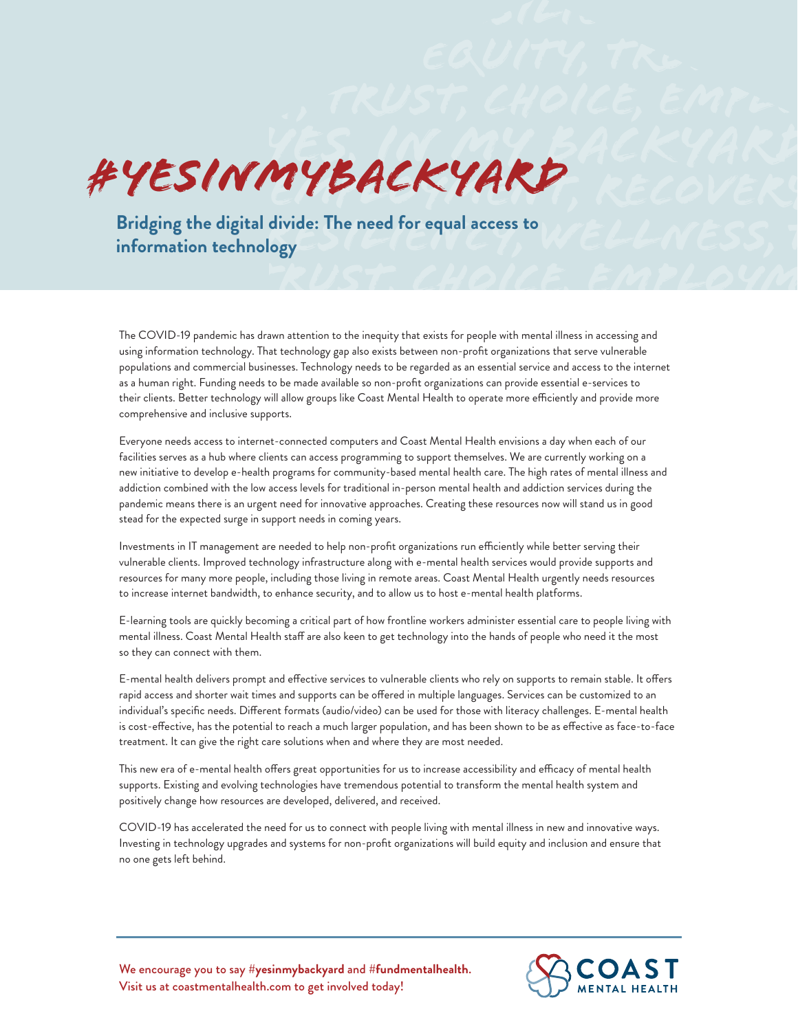# #YESINMYBACKYARD

## Bridging the digital divide: The need for equal access to information technology

The COVID-19 pandemic has drawn attention to the inequity that exists for people with mental illness in accessing and using information technology. That technology gap also exists between non-profit organizations that serve vulnerable populations and commercial businesses. Technology needs to be regarded as an essential service and access to the internet as a human right. Funding needs to be made available so non-profit organizations can provide essential e-services to their clients. Better technology will allow groups like Coast Mental Health to operate more efficiently and provide more comprehensive and inclusive supports.

Everyone needs access to internet-connected computers and Coast Mental Health envisions a day when each of our facilities serves as a hub where clients can access programming to support themselves. We are currently working on a new initiative to develop e-health programs for community-based mental health care. The high rates of mental illness and addiction combined with the low access levels for traditional in-person mental health and addiction services during the pandemic means there is an urgent need for innovative approaches. Creating these resources now will stand us in good stead for the expected surge in support needs in coming years.

Investments in IT management are needed to help non-profit organizations run efficiently while better serving their vulnerable clients. Improved technology infrastructure along with e-mental health services would provide supports and resources for many more people, including those living in remote areas. Coast Mental Health urgently needs resources to increase internet bandwidth, to enhance security, and to allow us to host e-mental health platforms.

E-learning tools are quickly becoming a critical part of how frontline workers administer essential care to people living with mental illness. Coast Mental Health staff are also keen to get technology into the hands of people who need it the most so they can connect with them.

E-mental health delivers prompt and effective services to vulnerable clients who rely on supports to remain stable. It offers rapid access and shorter wait times and supports can be offered in multiple languages. Services can be customized to an individual's specific needs. Different formats (audio/video) can be used for those with literacy challenges. E-mental health is cost-effective, has the potential to reach a much larger population, and has been shown to be as effective as face-to-face treatment. It can give the right care solutions when and where they are most needed.

This new era of e-mental health offers great opportunities for us to increase accessibility and efficacy of mental health supports. Existing and evolving technologies have tremendous potential to transform the mental health system and positively change how resources are developed, delivered, and received.

COVID-19 has accelerated the need for us to connect with people living with mental illness in new and innovative ways. Investing in technology upgrades and systems for non-profit organizations will build equity and inclusion and ensure that no one gets left behind.

---

We encourage you to say #**yesinmybackyard** and #**fundmentalhealth**.
Visit us at coastmentalhealth.com to get involved today!

COAST MENTAL HEALTH